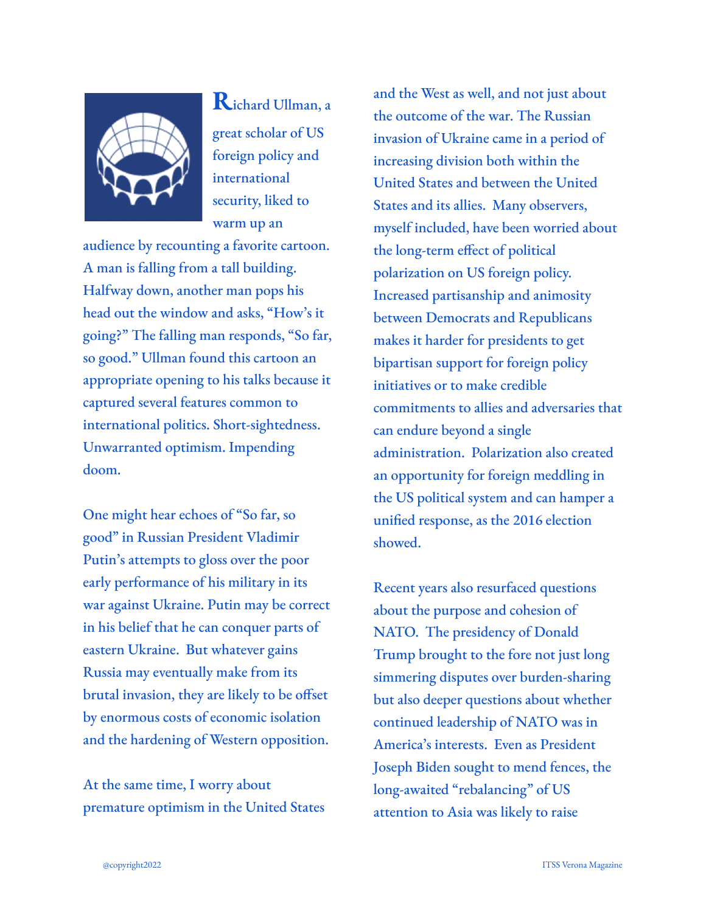Richard Ullman, a great scholar of US foreign policy and international security, liked to warm up an audience by recounting a favorite cartoon. A man is falling from a tall building. Halfway down, another man pops his head out the window and asks, "How's it going?" The falling man responds, "So far, so good." Ullman found this cartoon an appropriate opening to his talks because it captured several features common to international politics. Short-sightedness. Unwarranted optimism. Impending doom.

One might hear echoes of "So far, so good" in Russian President Vladimir Putin's attempts to gloss over the poor early performance of his military in its war against Ukraine. Putin may be correct in his belief that he can conquer parts of eastern Ukraine. But whatever gains Russia may eventually make from its brutal invasion, they are likely to be offset by enormous costs of economic isolation and the hardening of Western opposition.

At the same time, I worry about premature optimism in the United States and the West as well, and not just about the outcome of the war. The Russian invasion of Ukraine came in a period of increasing division both within the United States and between the United States and its allies. Many observers, myself included, have been worried about the long-term effect of political polarization on US foreign policy. Increased partisanship and animosity between Democrats and Republicans makes it harder for presidents to get bipartisan support for foreign policy initiatives or to make credible commitments to allies and adversaries that can endure beyond a single administration. Polarization also created an opportunity for foreign meddling in the US political system and can hamper a unified response, as the 2016 election showed.

Recent years also resurfaced questions about the purpose and cohesion of NATO. The presidency of Donald Trump brought to the fore not just long simmering disputes over burden-sharing but also deeper questions about whether continued leadership of NATO was in America's interests. Even as President Joseph Biden sought to mend fences, the long-awaited "rebalancing" of US attention to Asia was likely to raise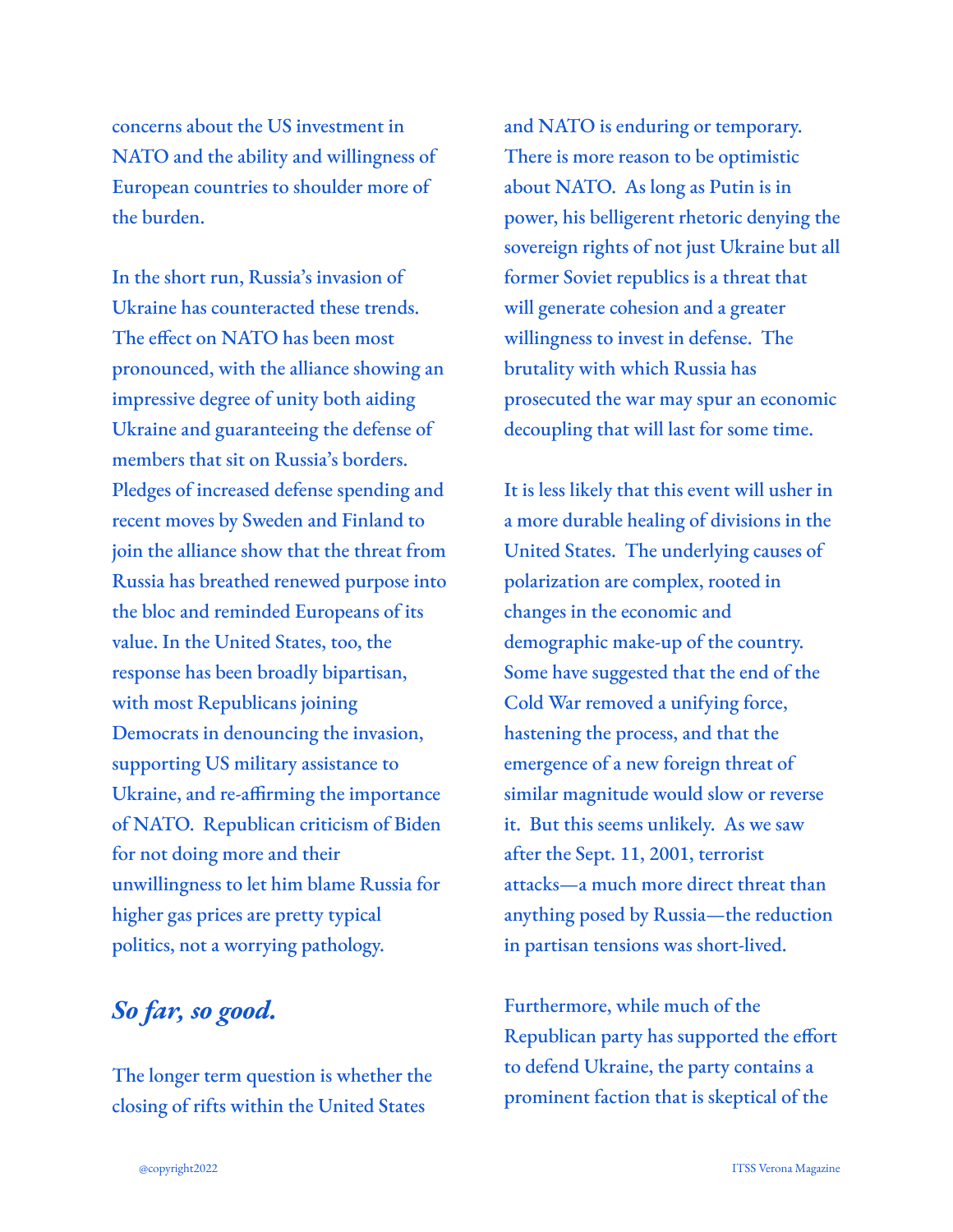concerns about the US investment in NATO and the ability and willingness of European countries to shoulder more of the burden.

In the short run, Russia's invasion of Ukraine has counteracted these trends. The effect on NATO has been most pronounced, with the alliance showing an impressive degree of unity both aiding Ukraine and guaranteeing the defense of members that sit on Russia's borders. Pledges of increased defense spending and recent moves by Sweden and Finland to join the alliance show that the threat from Russia has breathed renewed purpose into the bloc and reminded Europeans of its value. In the United States, too, the response has been broadly bipartisan, with most Republicans joining Democrats in denouncing the invasion, supporting US military assistance to Ukraine, and re-affirming the importance of NATO. Republican criticism of Biden for not doing more and their unwillingness to let him blame Russia for higher gas prices are pretty typical politics, not a worrying pathology.

## *So far, so good.*

The longer term question is whether the closing of rifts within the United States and NATO is enduring or temporary. There is more reason to be optimistic about NATO. As long as Putin is in power, his belligerent rhetoric denying the sovereign rights of not just Ukraine but all former Soviet republics is a threat that will generate cohesion and a greater willingness to invest in defense. The brutality with which Russia has prosecuted the war may spur an economic decoupling that will last for some time.

It is less likely that this event will usher in a more durable healing of divisions in the United States. The underlying causes of polarization are complex, rooted in changes in the economic and demographic make-up of the country. Some have suggested that the end of the Cold War removed a unifying force, hastening the process, and that the emergence of a new foreign threat of similar magnitude would slow or reverse it. But this seems unlikely. As we saw after the Sept. 11, 2001, terrorist attacks—a much more direct threat than anything posed by Russia—the reduction in partisan tensions was short-lived.

Furthermore, while much of the Republican party has supported the effort to defend Ukraine, the party contains a prominent faction that is skeptical of the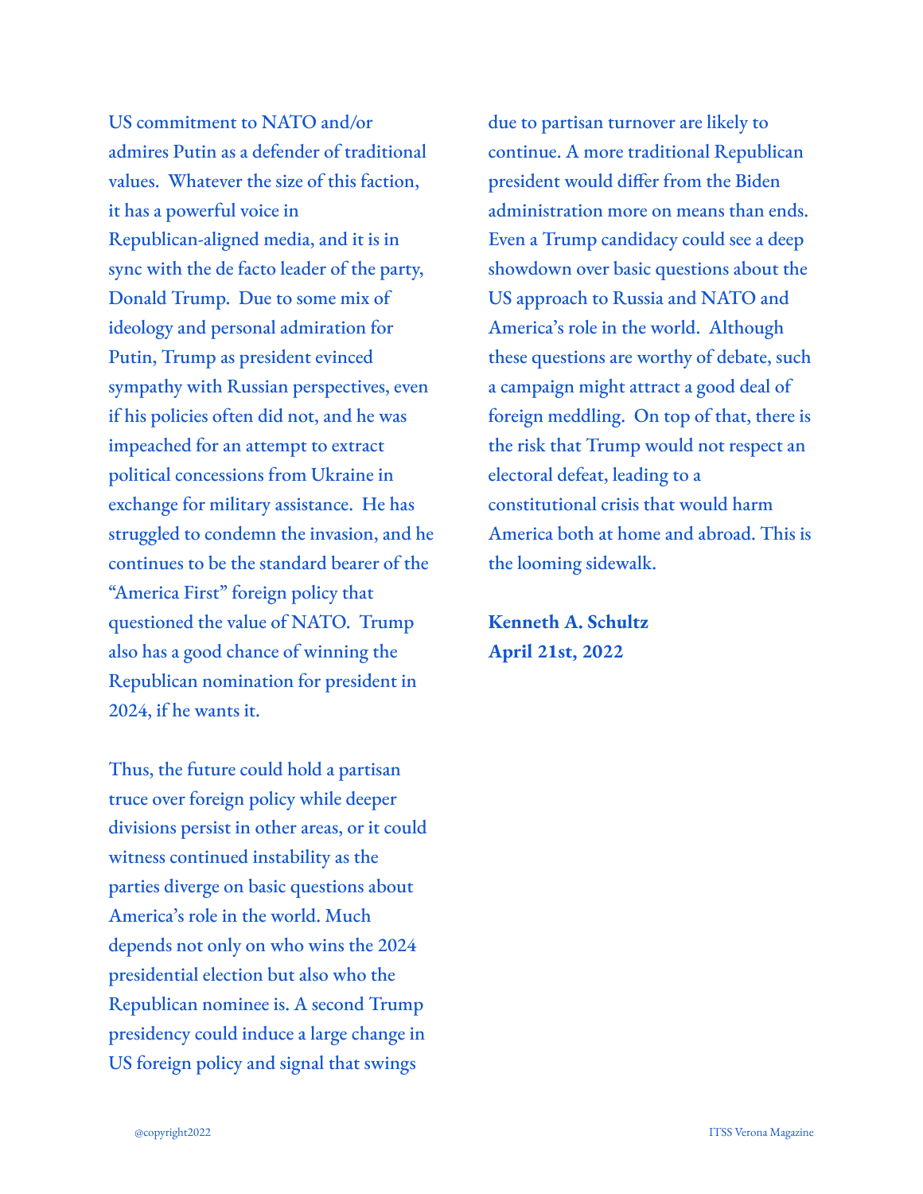US commitment to NATO and/or admires Putin as a defender of traditional values. Whatever the size of this faction, it has a powerful voice in Republican-aligned media, and it is in sync with the de facto leader of the party, Donald Trump. Due to some mix of ideology and personal admiration for Putin, Trump as president evinced sympathy with Russian perspectives, even if his policies often did not, and he was impeached for an attempt to extract political concessions from Ukraine in exchange for military assistance. He has struggled to condemn the invasion, and he continues to be the standard bearer of the "America First" foreign policy that questioned the value of NATO. Trump also has a good chance of winning the Republican nomination for president in 2024, if he wants it.

Thus, the future could hold a partisan truce over foreign policy while deeper divisions persist in other areas, or it could witness continued instability as the parties diverge on basic questions about America's role in the world. Much depends not only on who wins the 2024 presidential election but also who the Republican nominee is. A second Trump presidency could induce a large change in US foreign policy and signal that swings due to partisan turnover are likely to continue. A more traditional Republican president would differ from the Biden administration more on means than ends. Even a Trump candidacy could see a deep showdown over basic questions about the US approach to Russia and NATO and America's role in the world. Although these questions are worthy of debate, such a campaign might attract a good deal of foreign meddling. On top of that, there is the risk that Trump would not respect an electoral defeat, leading to a constitutional crisis that would harm America both at home and abroad. This is the looming sidewalk.

**Kenneth A. Schultz**
**April 21st, 2022**